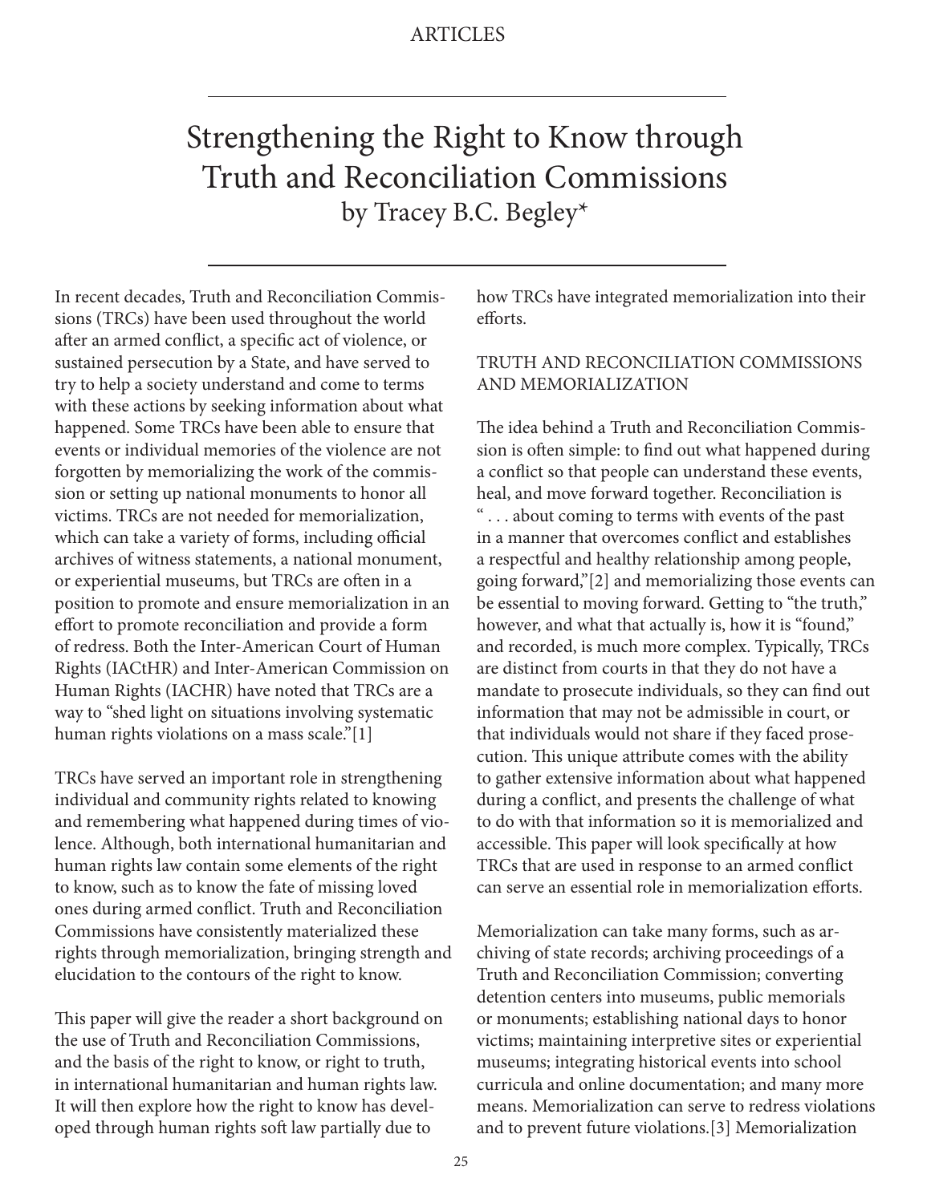ARTICLES

# Strengthening the Right to Know through Truth and Reconciliation Commissions

by Tracey B.C. Begley*

In recent decades, Truth and Reconciliation Commissions (TRCs) have been used throughout the world after an armed conflict, a specific act of violence, or sustained persecution by a State, and have served to try to help a society understand and come to terms with these actions by seeking information about what happened. Some TRCs have been able to ensure that events or individual memories of the violence are not forgotten by memorializing the work of the commission or setting up national monuments to honor all victims. TRCs are not needed for memorialization, which can take a variety of forms, including official archives of witness statements, a national monument, or experiential museums, but TRCs are often in a position to promote and ensure memorialization in an effort to promote reconciliation and provide a form of redress. Both the Inter-American Court of Human Rights (IACtHR) and Inter-American Commission on Human Rights (IACHR) have noted that TRCs are a way to "shed light on situations involving systematic human rights violations on a mass scale."[1]

TRCs have served an important role in strengthening individual and community rights related to knowing and remembering what happened during times of violence. Although, both international humanitarian and human rights law contain some elements of the right to know, such as to know the fate of missing loved ones during armed conflict. Truth and Reconciliation Commissions have consistently materialized these rights through memorialization, bringing strength and elucidation to the contours of the right to know.

This paper will give the reader a short background on the use of Truth and Reconciliation Commissions, and the basis of the right to know, or right to truth, in international humanitarian and human rights law. It will then explore how the right to know has developed through human rights soft law partially due to how TRCs have integrated memorialization into their efforts.

## TRUTH AND RECONCILIATION COMMISSIONS AND MEMORIALIZATION

The idea behind a Truth and Reconciliation Commission is often simple: to find out what happened during a conflict so that people can understand these events, heal, and move forward together. Reconciliation is " . . . about coming to terms with events of the past in a manner that overcomes conflict and establishes a respectful and healthy relationship among people, going forward,"[2] and memorializing those events can be essential to moving forward. Getting to "the truth," however, and what that actually is, how it is "found," and recorded, is much more complex. Typically, TRCs are distinct from courts in that they do not have a mandate to prosecute individuals, so they can find out information that may not be admissible in court, or that individuals would not share if they faced prosecution. This unique attribute comes with the ability to gather extensive information about what happened during a conflict, and presents the challenge of what to do with that information so it is memorialized and accessible. This paper will look specifically at how TRCs that are used in response to an armed conflict can serve an essential role in memorialization efforts.

Memorialization can take many forms, such as archiving of state records; archiving proceedings of a Truth and Reconciliation Commission; converting detention centers into museums, public memorials or monuments; establishing national days to honor victims; maintaining interpretive sites or experiential museums; integrating historical events into school curricula and online documentation; and many more means. Memorialization can serve to redress violations and to prevent future violations.[3] Memorialization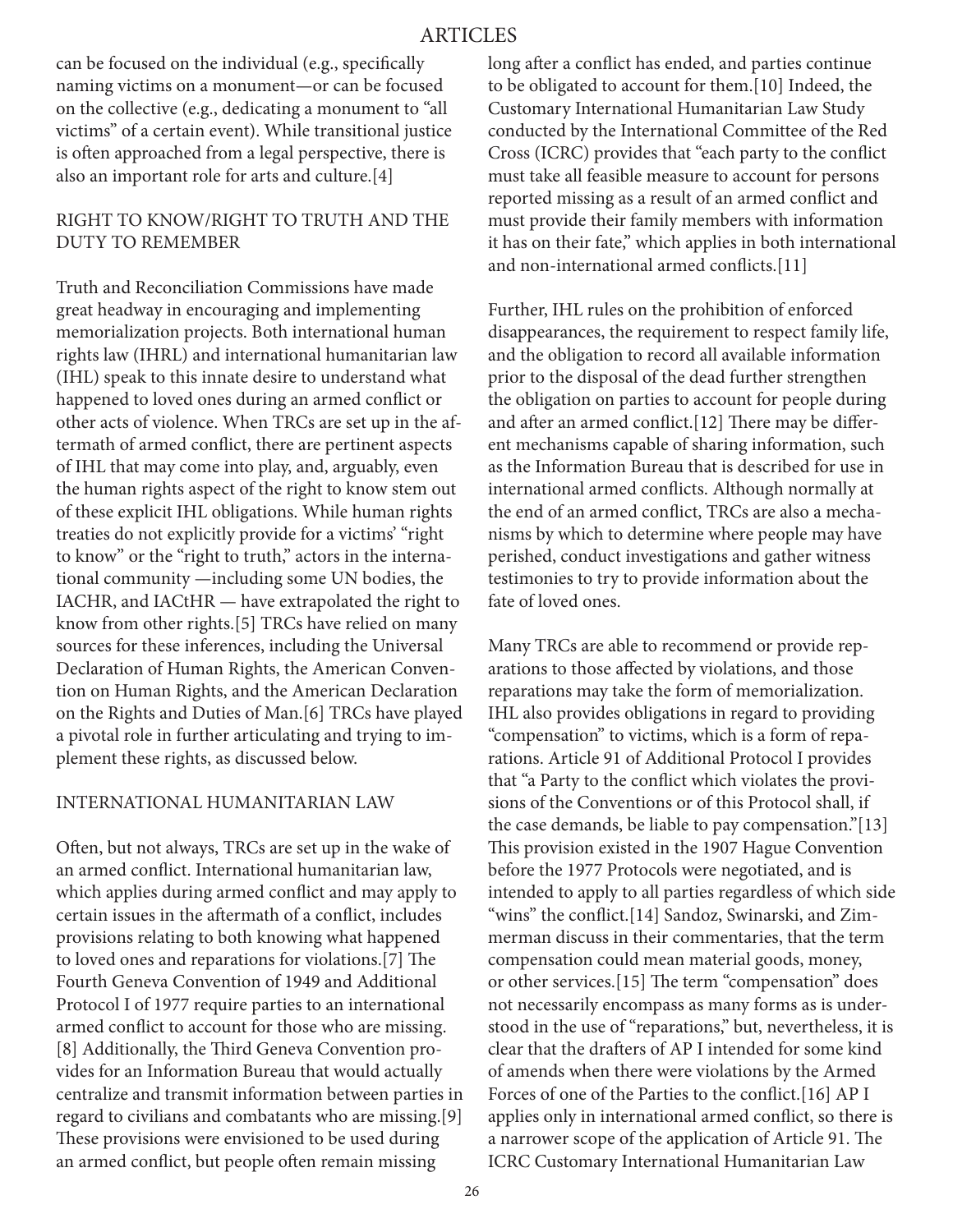can be focused on the individual (e.g., specifically naming victims on a monument—or can be focused on the collective (e.g., dedicating a monument to "all victims" of a certain event). While transitional justice is often approached from a legal perspective, there is also an important role for arts and culture.[4]

## RIGHT TO KNOW/RIGHT TO TRUTH AND THE DUTY TO REMEMBER

Truth and Reconciliation Commissions have made great headway in encouraging and implementing memorialization projects. Both international human rights law (IHRL) and international humanitarian law (IHL) speak to this innate desire to understand what happened to loved ones during an armed conflict or other acts of violence. When TRCs are set up in the aftermath of armed conflict, there are pertinent aspects of IHL that may come into play, and, arguably, even the human rights aspect of the right to know stem out of these explicit IHL obligations. While human rights treaties do not explicitly provide for a victims' "right to know" or the "right to truth," actors in the international community —including some UN bodies, the IACHR, and IACtHR — have extrapolated the right to know from other rights.[5] TRCs have relied on many sources for these inferences, including the Universal Declaration of Human Rights, the American Convention on Human Rights, and the American Declaration on the Rights and Duties of Man.[6] TRCs have played a pivotal role in further articulating and trying to implement these rights, as discussed below.

## INTERNATIONAL HUMANITARIAN LAW

Often, but not always, TRCs are set up in the wake of an armed conflict. International humanitarian law, which applies during armed conflict and may apply to certain issues in the aftermath of a conflict, includes provisions relating to both knowing what happened to loved ones and reparations for violations.[7] The Fourth Geneva Convention of 1949 and Additional Protocol I of 1977 require parties to an international armed conflict to account for those who are missing.[8] Additionally, the Third Geneva Convention provides for an Information Bureau that would actually centralize and transmit information between parties in regard to civilians and combatants who are missing.[9] These provisions were envisioned to be used during an armed conflict, but people often remain missing long after a conflict has ended, and parties continue to be obligated to account for them.[10] Indeed, the Customary International Humanitarian Law Study conducted by the International Committee of the Red Cross (ICRC) provides that "each party to the conflict must take all feasible measure to account for persons reported missing as a result of an armed conflict and must provide their family members with information it has on their fate," which applies in both international and non-international armed conflicts.[11]

Further, IHL rules on the prohibition of enforced disappearances, the requirement to respect family life, and the obligation to record all available information prior to the disposal of the dead further strengthen the obligation on parties to account for people during and after an armed conflict.[12] There may be different mechanisms capable of sharing information, such as the Information Bureau that is described for use in international armed conflicts. Although normally at the end of an armed conflict, TRCs are also a mechanisms by which to determine where people may have perished, conduct investigations and gather witness testimonies to try to provide information about the fate of loved ones.

Many TRCs are able to recommend or provide reparations to those affected by violations, and those reparations may take the form of memorialization. IHL also provides obligations in regard to providing "compensation" to victims, which is a form of reparations. Article 91 of Additional Protocol I provides that "a Party to the conflict which violates the provisions of the Conventions or of this Protocol shall, if the case demands, be liable to pay compensation."[13] This provision existed in the 1907 Hague Convention before the 1977 Protocols were negotiated, and is intended to apply to all parties regardless of which side "wins" the conflict.[14] Sandoz, Swinarski, and Zimmerman discuss in their commentaries, that the term compensation could mean material goods, money, or other services.[15] The term "compensation" does not necessarily encompass as many forms as is understood in the use of "reparations," but, nevertheless, it is clear that the drafters of AP I intended for some kind of amends when there were violations by the Armed Forces of one of the Parties to the conflict.[16] AP I applies only in international armed conflict, so there is a narrower scope of the application of Article 91. The ICRC Customary International Humanitarian Law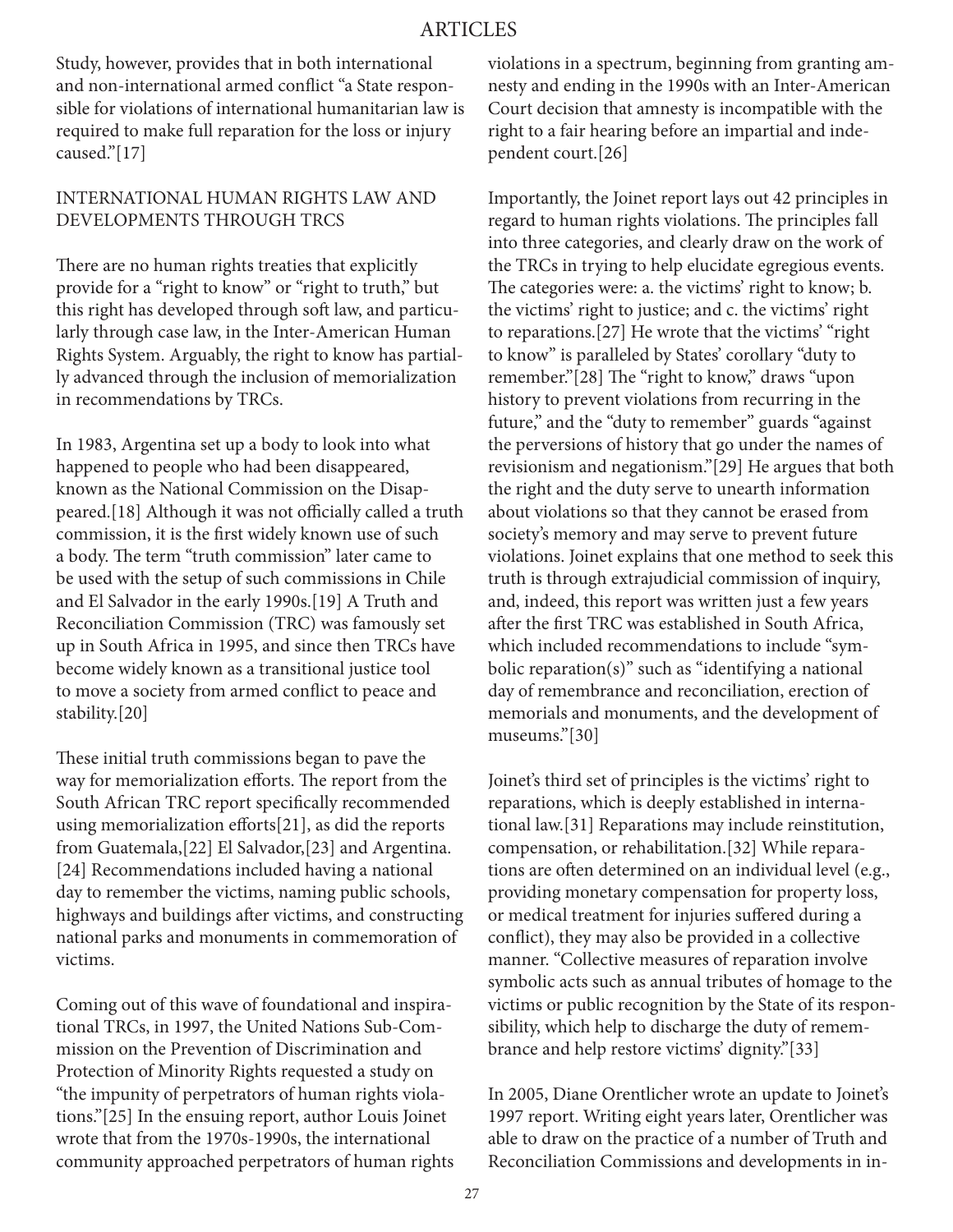Study, however, provides that in both international and non-international armed conflict "a State responsible for violations of international humanitarian law is required to make full reparation for the loss or injury caused."[17]

## INTERNATIONAL HUMAN RIGHTS LAW AND DEVELOPMENTS THROUGH TRCS

There are no human rights treaties that explicitly provide for a "right to know" or "right to truth," but this right has developed through soft law, and particularly through case law, in the Inter-American Human Rights System. Arguably, the right to know has partially advanced through the inclusion of memorialization in recommendations by TRCs.

In 1983, Argentina set up a body to look into what happened to people who had been disappeared, known as the National Commission on the Disappeared.[18] Although it was not officially called a truth commission, it is the first widely known use of such a body. The term "truth commission" later came to be used with the setup of such commissions in Chile and El Salvador in the early 1990s.[19] A Truth and Reconciliation Commission (TRC) was famously set up in South Africa in 1995, and since then TRCs have become widely known as a transitional justice tool to move a society from armed conflict to peace and stability.[20]

These initial truth commissions began to pave the way for memorialization efforts. The report from the South African TRC report specifically recommended using memorialization efforts[21], as did the reports from Guatemala,[22] El Salvador,[23] and Argentina.[24] Recommendations included having a national day to remember the victims, naming public schools, highways and buildings after victims, and constructing national parks and monuments in commemoration of victims.

Coming out of this wave of foundational and inspirational TRCs, in 1997, the United Nations Sub-Commission on the Prevention of Discrimination and Protection of Minority Rights requested a study on "the impunity of perpetrators of human rights violations."[25] In the ensuing report, author Louis Joinet wrote that from the 1970s-1990s, the international community approached perpetrators of human rights violations in a spectrum, beginning from granting amnesty and ending in the 1990s with an Inter-American Court decision that amnesty is incompatible with the right to a fair hearing before an impartial and independent court.[26]

Importantly, the Joinet report lays out 42 principles in regard to human rights violations. The principles fall into three categories, and clearly draw on the work of the TRCs in trying to help elucidate egregious events. The categories were: a. the victims' right to know; b. the victims' right to justice; and c. the victims' right to reparations.[27] He wrote that the victims' "right to know" is paralleled by States' corollary "duty to remember."[28] The "right to know," draws "upon history to prevent violations from recurring in the future," and the "duty to remember" guards "against the perversions of history that go under the names of revisionism and negationism."[29] He argues that both the right and the duty serve to unearth information about violations so that they cannot be erased from society's memory and may serve to prevent future violations. Joinet explains that one method to seek this truth is through extrajudicial commission of inquiry, and, indeed, this report was written just a few years after the first TRC was established in South Africa, which included recommendations to include "symbolic reparation(s)" such as "identifying a national day of remembrance and reconciliation, erection of memorials and monuments, and the development of museums."[30]

Joinet's third set of principles is the victims' right to reparations, which is deeply established in international law.[31] Reparations may include reinstitution, compensation, or rehabilitation.[32] While reparations are often determined on an individual level (e.g., providing monetary compensation for property loss, or medical treatment for injuries suffered during a conflict), they may also be provided in a collective manner. "Collective measures of reparation involve symbolic acts such as annual tributes of homage to the victims or public recognition by the State of its responsibility, which help to discharge the duty of remembrance and help restore victims' dignity."[33]

In 2005, Diane Orentlicher wrote an update to Joinet's 1997 report. Writing eight years later, Orentlicher was able to draw on the practice of a number of Truth and Reconciliation Commissions and developments in in-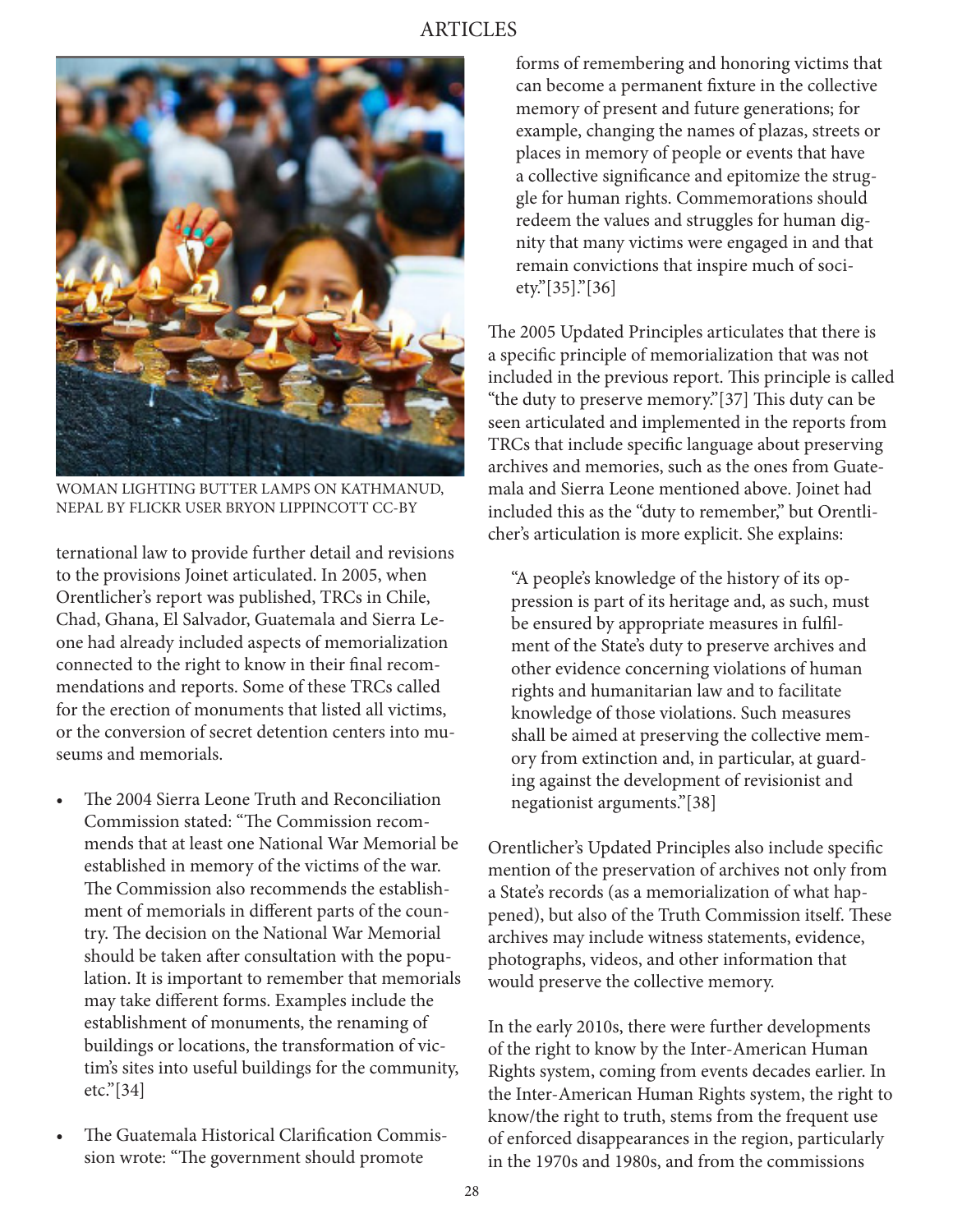WOMAN LIGHTING BUTTER LAMPS ON KATHMANUD, NEPAL BY FLICKR USER BRYON LIPPINCOTT CC-BY

ternational law to provide further detail and revisions to the provisions Joinet articulated. In 2005, when Orentlicher's report was published, TRCs in Chile, Chad, Ghana, El Salvador, Guatemala and Sierra Leone had already included aspects of memorialization connected to the right to know in their final recommendations and reports. Some of these TRCs called for the erection of monuments that listed all victims, or the conversion of secret detention centers into museums and memorials.

- The 2004 Sierra Leone Truth and Reconciliation Commission stated: "The Commission recommends that at least one National War Memorial be established in memory of the victims of the war. The Commission also recommends the establishment of memorials in different parts of the country. The decision on the National War Memorial should be taken after consultation with the population. It is important to remember that memorials may take different forms. Examples include the establishment of monuments, the renaming of buildings or locations, the transformation of victim's sites into useful buildings for the community, etc."[34]

- The Guatemala Historical Clarification Commission wrote: "The government should promote forms of remembering and honoring victims that can become a permanent fixture in the collective memory of present and future generations; for example, changing the names of plazas, streets or places in memory of people or events that have a collective significance and epitomize the struggle for human rights. Commemorations should redeem the values and struggles for human dignity that many victims were engaged in and that remain convictions that inspire much of society."[35]."[36]

The 2005 Updated Principles articulates that there is a specific principle of memorialization that was not included in the previous report. This principle is called "the duty to preserve memory."[37] This duty can be seen articulated and implemented in the reports from TRCs that include specific language about preserving archives and memories, such as the ones from Guatemala and Sierra Leone mentioned above. Joinet had included this as the "duty to remember," but Orentlicher's articulation is more explicit. She explains:

> "A people's knowledge of the history of its oppression is part of its heritage and, as such, must be ensured by appropriate measures in fulfilment of the State's duty to preserve archives and other evidence concerning violations of human rights and humanitarian law and to facilitate knowledge of those violations. Such measures shall be aimed at preserving the collective memory from extinction and, in particular, at guarding against the development of revisionist and negationist arguments."[38]

Orentlicher's Updated Principles also include specific mention of the preservation of archives not only from a State's records (as a memorialization of what happened), but also of the Truth Commission itself. These archives may include witness statements, evidence, photographs, videos, and other information that would preserve the collective memory.

In the early 2010s, there were further developments of the right to know by the Inter-American Human Rights system, coming from events decades earlier. In the Inter-American Human Rights system, the right to know/the right to truth, stems from the frequent use of enforced disappearances in the region, particularly in the 1970s and 1980s, and from the commissions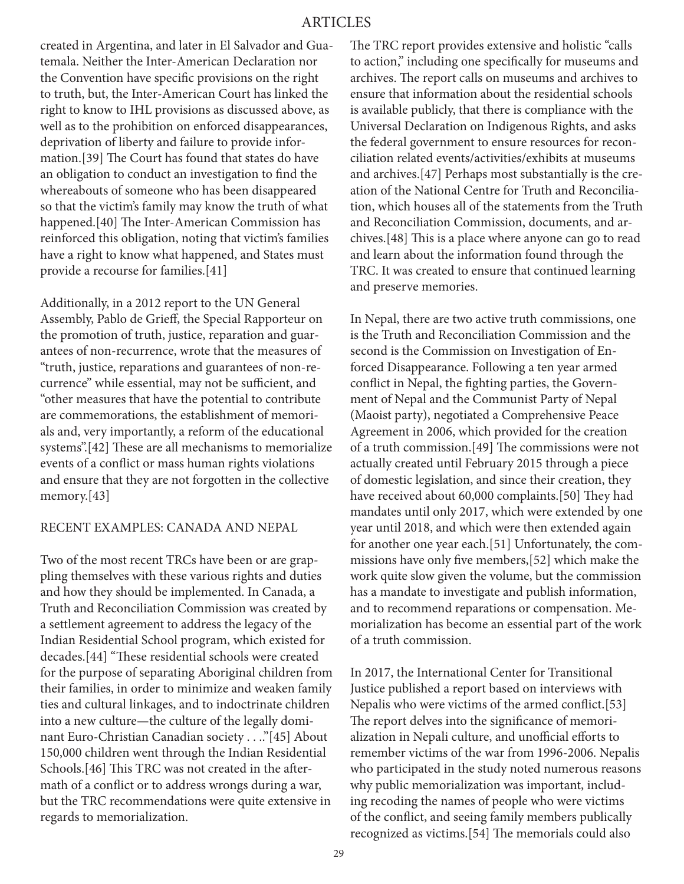created in Argentina, and later in El Salvador and Guatemala. Neither the Inter-American Declaration nor the Convention have specific provisions on the right to truth, but, the Inter-American Court has linked the right to know to IHL provisions as discussed above, as well as to the prohibition on enforced disappearances, deprivation of liberty and failure to provide information.[39] The Court has found that states do have an obligation to conduct an investigation to find the whereabouts of someone who has been disappeared so that the victim's family may know the truth of what happened.[40] The Inter-American Commission has reinforced this obligation, noting that victim's families have a right to know what happened, and States must provide a recourse for families.[41]

Additionally, in a 2012 report to the UN General Assembly, Pablo de Grieff, the Special Rapporteur on the promotion of truth, justice, reparation and guarantees of non-recurrence, wrote that the measures of "truth, justice, reparations and guarantees of non-recurrence" while essential, may not be sufficient, and "other measures that have the potential to contribute are commemorations, the establishment of memorials and, very importantly, a reform of the educational systems".[42] These are all mechanisms to memorialize events of a conflict or mass human rights violations and ensure that they are not forgotten in the collective memory.[43]

## RECENT EXAMPLES: CANADA AND NEPAL

Two of the most recent TRCs have been or are grappling themselves with these various rights and duties and how they should be implemented. In Canada, a Truth and Reconciliation Commission was created by a settlement agreement to address the legacy of the Indian Residential School program, which existed for decades.[44] "These residential schools were created for the purpose of separating Aboriginal children from their families, in order to minimize and weaken family ties and cultural linkages, and to indoctrinate children into a new culture—the culture of the legally dominant Euro-Christian Canadian society . . .."[45] About 150,000 children went through the Indian Residential Schools.[46] This TRC was not created in the aftermath of a conflict or to address wrongs during a war, but the TRC recommendations were quite extensive in regards to memorialization.

The TRC report provides extensive and holistic "calls to action," including one specifically for museums and archives. The report calls on museums and archives to ensure that information about the residential schools is available publicly, that there is compliance with the Universal Declaration on Indigenous Rights, and asks the federal government to ensure resources for reconciliation related events/activities/exhibits at museums and archives.[47] Perhaps most substantially is the creation of the National Centre for Truth and Reconciliation, which houses all of the statements from the Truth and Reconciliation Commission, documents, and archives.[48] This is a place where anyone can go to read and learn about the information found through the TRC. It was created to ensure that continued learning and preserve memories.

In Nepal, there are two active truth commissions, one is the Truth and Reconciliation Commission and the second is the Commission on Investigation of Enforced Disappearance. Following a ten year armed conflict in Nepal, the fighting parties, the Government of Nepal and the Communist Party of Nepal (Maoist party), negotiated a Comprehensive Peace Agreement in 2006, which provided for the creation of a truth commission.[49] The commissions were not actually created until February 2015 through a piece of domestic legislation, and since their creation, they have received about 60,000 complaints.[50] They had mandates until only 2017, which were extended by one year until 2018, and which were then extended again for another one year each.[51] Unfortunately, the commissions have only five members,[52] which make the work quite slow given the volume, but the commission has a mandate to investigate and publish information, and to recommend reparations or compensation. Memorialization has become an essential part of the work of a truth commission.

In 2017, the International Center for Transitional Justice published a report based on interviews with Nepalis who were victims of the armed conflict.[53] The report delves into the significance of memorialization in Nepali culture, and unofficial efforts to remember victims of the war from 1996-2006. Nepalis who participated in the study noted numerous reasons why public memorialization was important, including recoding the names of people who were victims of the conflict, and seeing family members publically recognized as victims.[54] The memorials could also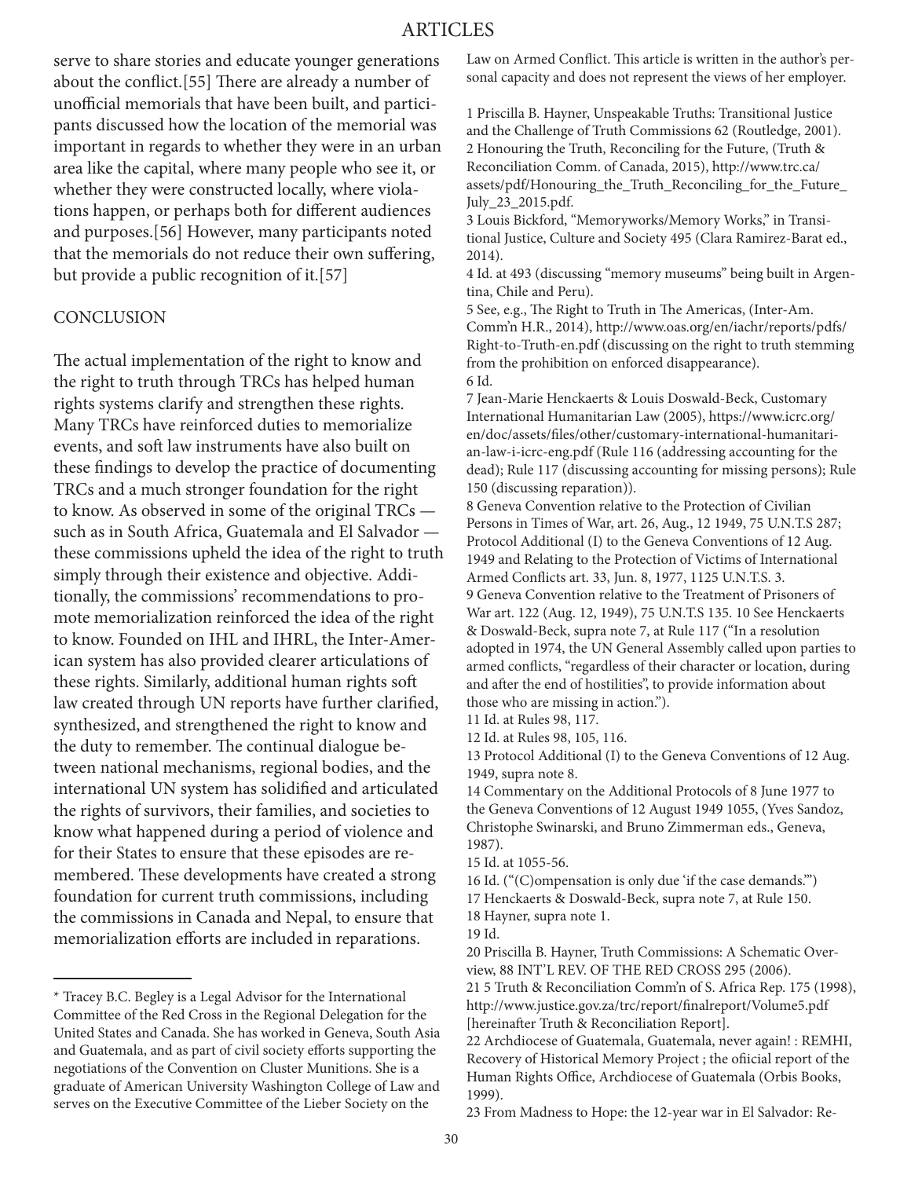serve to share stories and educate younger generations about the conflict.[55] There are already a number of unofficial memorials that have been built, and participants discussed how the location of the memorial was important in regards to whether they were in an urban area like the capital, where many people who see it, or whether they were constructed locally, where violations happen, or perhaps both for different audiences and purposes.[56] However, many participants noted that the memorials do not reduce their own suffering, but provide a public recognition of it.[57]

## CONCLUSION

The actual implementation of the right to know and the right to truth through TRCs has helped human rights systems clarify and strengthen these rights. Many TRCs have reinforced duties to memorialize events, and soft law instruments have also built on these findings to develop the practice of documenting TRCs and a much stronger foundation for the right to know. As observed in some of the original TRCs — such as in South Africa, Guatemala and El Salvador — these commissions upheld the idea of the right to truth simply through their existence and objective. Additionally, the commissions' recommendations to promote memorialization reinforced the idea of the right to know. Founded on IHL and IHRL, the Inter-American system has also provided clearer articulations of these rights. Similarly, additional human rights soft law created through UN reports have further clarified, synthesized, and strengthened the right to know and the duty to remember. The continual dialogue between national mechanisms, regional bodies, and the international UN system has solidified and articulated the rights of survivors, their families, and societies to know what happened during a period of violence and for their States to ensure that these episodes are remembered. These developments have created a strong foundation for current truth commissions, including the commissions in Canada and Nepal, to ensure that memorialization efforts are included in reparations.

---

\* Tracey B.C. Begley is a Legal Advisor for the International Committee of the Red Cross in the Regional Delegation for the United States and Canada. She has worked in Geneva, South Asia and Guatemala, and as part of civil society efforts supporting the negotiations of the Convention on Cluster Munitions. She is a graduate of American University Washington College of Law and serves on the Executive Committee of the Lieber Society on the Law on Armed Conflict. This article is written in the author's personal capacity and does not represent the views of her employer.

1 Priscilla B. Hayner, Unspeakable Truths: Transitional Justice and the Challenge of Truth Commissions 62 (Routledge, 2001).
2 Honouring the Truth, Reconciling for the Future, (Truth & Reconciliation Comm. of Canada, 2015), http://www.trc.ca/assets/pdf/Honouring_the_Truth_Reconciling_for_the_Future_July_23_2015.pdf.
3 Louis Bickford, "Memoryworks/Memory Works," in Transitional Justice, Culture and Society 495 (Clara Ramirez-Barat ed., 2014).
4 Id. at 493 (discussing "memory museums" being built in Argentina, Chile and Peru).
5 See, e.g., The Right to Truth in The Americas, (Inter-Am. Comm'n H.R., 2014), http://www.oas.org/en/iachr/reports/pdfs/Right-to-Truth-en.pdf (discussing on the right to truth stemming from the prohibition on enforced disappearance).
6 Id.
7 Jean-Marie Henckaerts & Louis Doswald-Beck, Customary International Humanitarian Law (2005), https://www.icrc.org/en/doc/assets/files/other/customary-international-humanitarian-law-i-icrc-eng.pdf (Rule 116 (addressing accounting for the dead); Rule 117 (discussing accounting for missing persons); Rule 150 (discussing reparation)).
8 Geneva Convention relative to the Protection of Civilian Persons in Times of War, art. 26, Aug., 12 1949, 75 U.N.T.S 287; Protocol Additional (I) to the Geneva Conventions of 12 Aug. 1949 and Relating to the Protection of Victims of International Armed Conflicts art. 33, Jun. 8, 1977, 1125 U.N.T.S. 3.
9 Geneva Convention relative to the Treatment of Prisoners of War art. 122 (Aug. 12, 1949), 75 U.N.T.S 135. 10 See Henckaerts & Doswald-Beck, supra note 7, at Rule 117 ("In a resolution adopted in 1974, the UN General Assembly called upon parties to armed conflicts, "regardless of their character or location, during and after the end of hostilities", to provide information about those who are missing in action.").
11 Id. at Rules 98, 117.
12 Id. at Rules 98, 105, 116.
13 Protocol Additional (I) to the Geneva Conventions of 12 Aug. 1949, supra note 8.
14 Commentary on the Additional Protocols of 8 June 1977 to the Geneva Conventions of 12 August 1949 1055, (Yves Sandoz, Christophe Swinarski, and Bruno Zimmerman eds., Geneva, 1987).
15 Id. at 1055-56.
16 Id. ("(C)ompensation is only due 'if the case demands.'")
17 Henckaerts & Doswald-Beck, supra note 7, at Rule 150.
18 Hayner, supra note 1.
19 Id.
20 Priscilla B. Hayner, Truth Commissions: A Schematic Overview, 88 INT'L REV. OF THE RED CROSS 295 (2006).
21 5 Truth & Reconciliation Comm'n of S. Africa Rep. 175 (1998), http://www.justice.gov.za/trc/report/finalreport/Volume5.pdf [hereinafter Truth & Reconciliation Report].
22 Archdiocese of Guatemala, Guatemala, never again! : REMHI, Recovery of Historical Memory Project ; the ofiicial report of the Human Rights Office, Archdiocese of Guatemala (Orbis Books, 1999).
23 From Madness to Hope: the 12-year war in El Salvador: Re-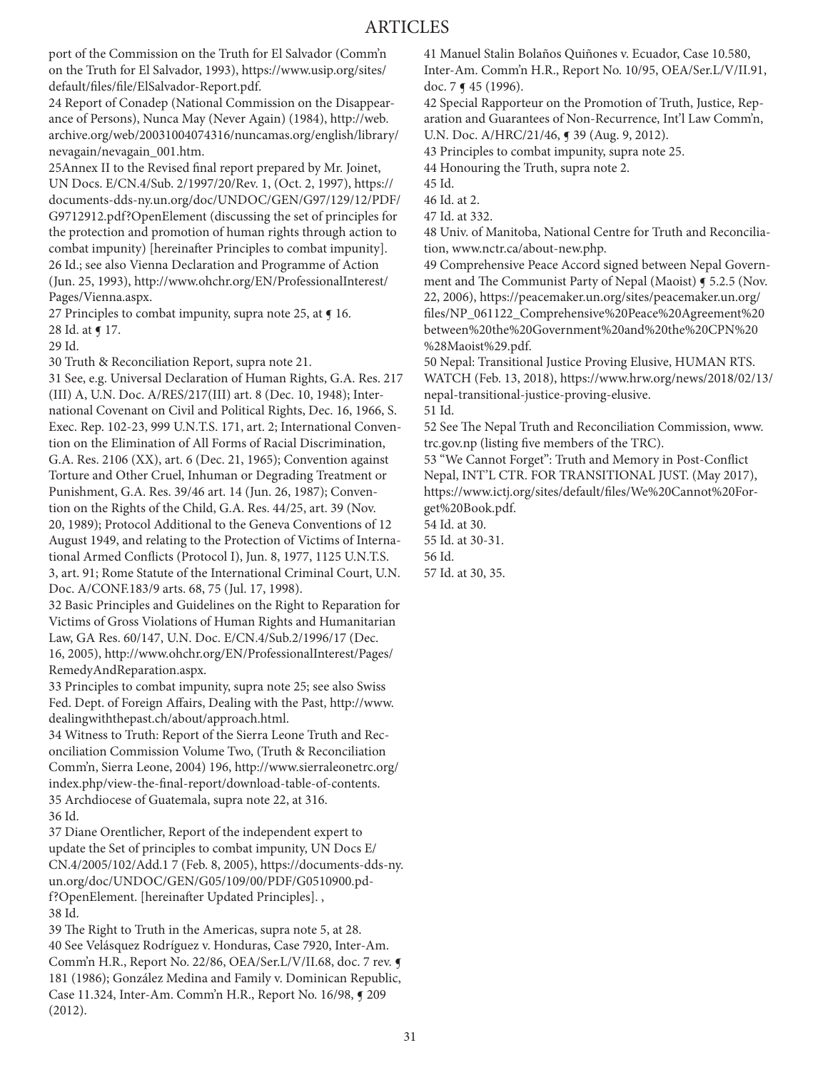port of the Commission on the Truth for El Salvador (Comm'n on the Truth for El Salvador, 1993), https://www.usip.org/sites/default/files/file/ElSalvador-Report.pdf.

24 Report of Conadep (National Commission on the Disappearance of Persons), Nunca May (Never Again) (1984), http://web.archive.org/web/20031004074316/nuncamas.org/english/library/nevagain/nevagain_001.htm.

25Annex II to the Revised final report prepared by Mr. Joinet, UN Docs. E/CN.4/Sub. 2/1997/20/Rev. 1, (Oct. 2, 1997), https://documents-dds-ny.un.org/doc/UNDOC/GEN/G97/129/12/PDF/G9712912.pdf?OpenElement (discussing the set of principles for the protection and promotion of human rights through action to combat impunity) [hereinafter Principles to combat impunity].

26 Id.; see also Vienna Declaration and Programme of Action (Jun. 25, 1993), http://www.ohchr.org/EN/ProfessionalInterest/Pages/Vienna.aspx.

27 Principles to combat impunity, supra note 25, at ¶ 16.

28 Id. at ¶ 17.

29 Id.

30 Truth & Reconciliation Report, supra note 21.

31 See, e.g. Universal Declaration of Human Rights, G.A. Res. 217 (III) A, U.N. Doc. A/RES/217(III) art. 8 (Dec. 10, 1948); International Covenant on Civil and Political Rights, Dec. 16, 1966, S. Exec. Rep. 102-23, 999 U.N.T.S. 171, art. 2; International Convention on the Elimination of All Forms of Racial Discrimination, G.A. Res. 2106 (XX), art. 6 (Dec. 21, 1965); Convention against Torture and Other Cruel, Inhuman or Degrading Treatment or Punishment, G.A. Res. 39/46 art. 14 (Jun. 26, 1987); Convention on the Rights of the Child, G.A. Res. 44/25, art. 39 (Nov. 20, 1989); Protocol Additional to the Geneva Conventions of 12 August 1949, and relating to the Protection of Victims of International Armed Conflicts (Protocol I), Jun. 8, 1977, 1125 U.N.T.S. 3, art. 91; Rome Statute of the International Criminal Court, U.N. Doc. A/CONF.183/9 arts. 68, 75 (Jul. 17, 1998).

32 Basic Principles and Guidelines on the Right to Reparation for Victims of Gross Violations of Human Rights and Humanitarian Law, GA Res. 60/147, U.N. Doc. E/CN.4/Sub.2/1996/17 (Dec. 16, 2005), http://www.ohchr.org/EN/ProfessionalInterest/Pages/RemedyAndReparation.aspx.

33 Principles to combat impunity, supra note 25; see also Swiss Fed. Dept. of Foreign Affairs, Dealing with the Past, http://www.dealingwiththepast.ch/about/approach.html.

34 Witness to Truth: Report of the Sierra Leone Truth and Reconciliation Commission Volume Two, (Truth & Reconciliation Comm'n, Sierra Leone, 2004) 196, http://www.sierraleonetrc.org/index.php/view-the-final-report/download-table-of-contents.

35 Archdiocese of Guatemala, supra note 22, at 316.

36 Id.

37 Diane Orentlicher, Report of the independent expert to update the Set of principles to combat impunity, UN Docs E/CN.4/2005/102/Add.1 7 (Feb. 8, 2005), https://documents-dds-ny.un.org/doc/UNDOC/GEN/G05/109/00/PDF/G0510900.pdf?OpenElement. [hereinafter Updated Principles]. ,

38 Id.

39 The Right to Truth in the Americas, supra note 5, at 28.

40 See Velásquez Rodríguez v. Honduras, Case 7920, Inter-Am. Comm'n H.R., Report No. 22/86, OEA/Ser.L/V/II.68, doc. 7 rev. ¶ 181 (1986); González Medina and Family v. Dominican Republic, Case 11.324, Inter-Am. Comm'n H.R., Report No. 16/98, ¶ 209 (2012).

41 Manuel Stalin Bolaños Quiñones v. Ecuador, Case 10.580, Inter-Am. Comm'n H.R., Report No. 10/95, OEA/Ser.L/V/II.91, doc. 7 ¶ 45 (1996).

42 Special Rapporteur on the Promotion of Truth, Justice, Reparation and Guarantees of Non-Recurrence, Int'l Law Comm'n, U.N. Doc. A/HRC/21/46, ¶ 39 (Aug. 9, 2012).

43 Principles to combat impunity, supra note 25.

44 Honouring the Truth, supra note 2.

45 Id.

46 Id. at 2.

47 Id. at 332.

48 Univ. of Manitoba, National Centre for Truth and Reconciliation, www.nctr.ca/about-new.php.

49 Comprehensive Peace Accord signed between Nepal Government and The Communist Party of Nepal (Maoist) ¶ 5.2.5 (Nov. 22, 2006), https://peacemaker.un.org/sites/peacemaker.un.org/files/NP_061122_Comprehensive%20Peace%20Agreement%20between%20the%20Government%20and%20the%20CPN%20%28Maoist%29.pdf.

50 Nepal: Transitional Justice Proving Elusive, HUMAN RTS. WATCH (Feb. 13, 2018), https://www.hrw.org/news/2018/02/13/nepal-transitional-justice-proving-elusive.

51 Id.

52 See The Nepal Truth and Reconciliation Commission, www.trc.gov.np (listing five members of the TRC).

53 "We Cannot Forget": Truth and Memory in Post-Conflict Nepal, INT'L CTR. FOR TRANSITIONAL JUST. (May 2017), https://www.ictj.org/sites/default/files/We%20Cannot%20Forget%20Book.pdf.

54 Id. at 30.

55 Id. at 30-31.

56 Id.

57 Id. at 30, 35.